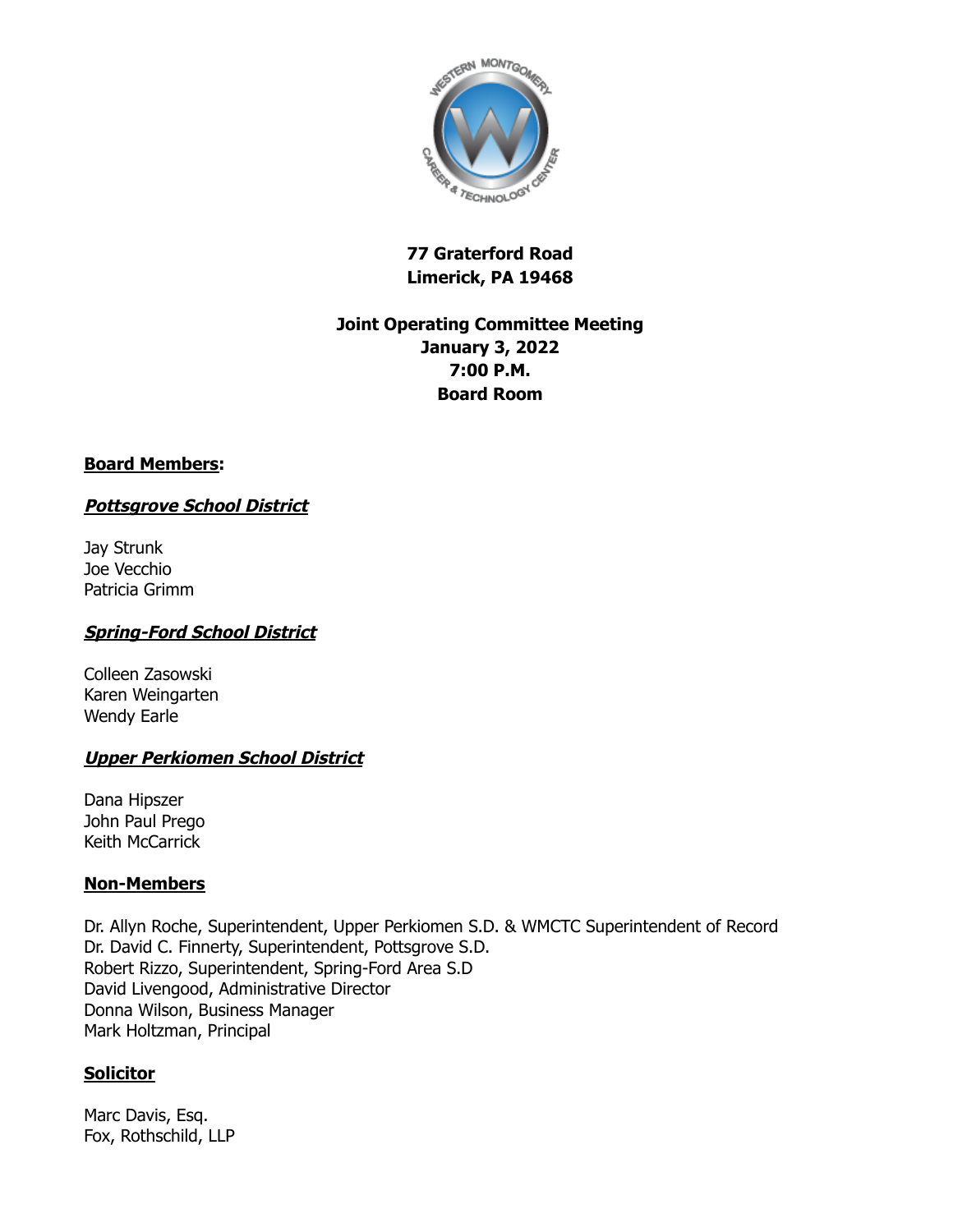**77 Graterford Road**
**Limerick, PA 19468**

**Joint Operating Committee Meeting**
**January 3, 2022**
**7:00 P.M.**
**Board Room**

## Board Members:

### ***Pottsgrove School District***

Jay Strunk
Joe Vecchio
Patricia Grimm

### ***Spring-Ford School District***

Colleen Zasowski
Karen Weingarten
Wendy Earle

### ***Upper Perkiomen School District***

Dana Hipszer
John Paul Prego
Keith McCarrick

## Non-Members

Dr. Allyn Roche, Superintendent, Upper Perkiomen S.D. & WMCTC Superintendent of Record
Dr. David C. Finnerty, Superintendent, Pottsgrove S.D.
Robert Rizzo, Superintendent, Spring-Ford Area S.D
David Livengood, Administrative Director
Donna Wilson, Business Manager
Mark Holtzman, Principal

## Solicitor

Marc Davis, Esq.
Fox, Rothschild, LLP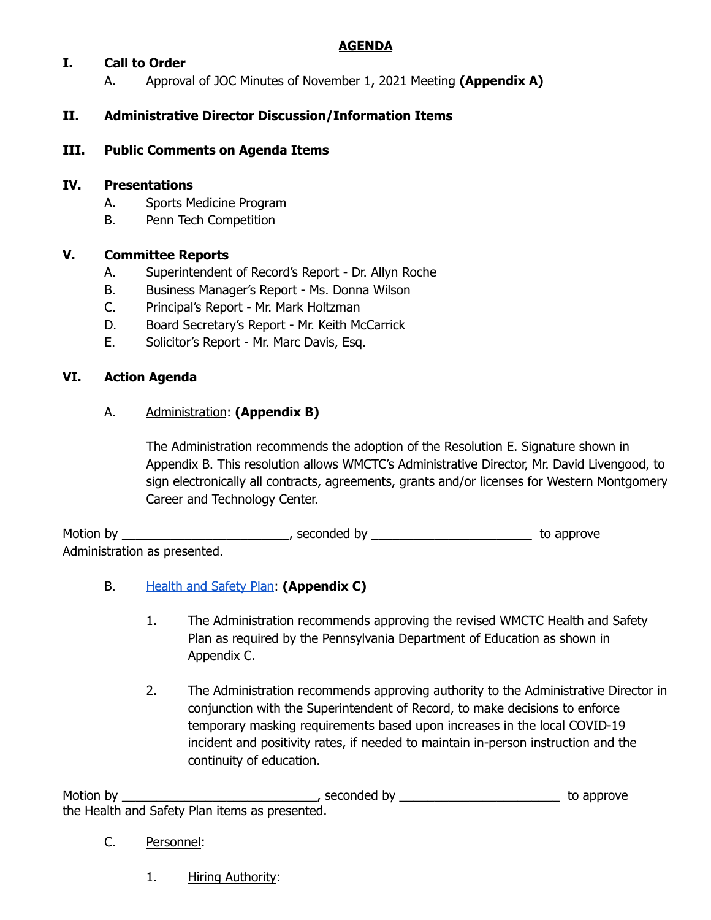# AGENDA

## I. Call to Order

A. Approval of JOC Minutes of November 1, 2021 Meeting **(Appendix A)**

## II. Administrative Director Discussion/Information Items

## III. Public Comments on Agenda Items

## IV. Presentations

A. Sports Medicine Program

B. Penn Tech Competition

## V. Committee Reports

A. Superintendent of Record's Report - Dr. Allyn Roche

B. Business Manager's Report - Ms. Donna Wilson

C. Principal's Report - Mr. Mark Holtzman

D. Board Secretary's Report - Mr. Keith McCarrick

E. Solicitor's Report - Mr. Marc Davis, Esq.

## VI. Action Agenda

A. Administration: **(Appendix B)**

The Administration recommends the adoption of the Resolution E. Signature shown in Appendix B. This resolution allows WMCTC's Administrative Director, Mr. David Livengood, to sign electronically all contracts, agreements, grants and/or licenses for Western Montgomery Career and Technology Center.

Motion by ________________________, seconded by _______________________ to approve Administration as presented.

B. Health and Safety Plan: **(Appendix C)**

1. The Administration recommends approving the revised WMCTC Health and Safety Plan as required by the Pennsylvania Department of Education as shown in Appendix C.

2. The Administration recommends approving authority to the Administrative Director in conjunction with the Superintendent of Record, to make decisions to enforce temporary masking requirements based upon increases in the local COVID-19 incident and positivity rates, if needed to maintain in-person instruction and the continuity of education.

Motion by ____________________________, seconded by _______________________ to approve the Health and Safety Plan items as presented.

C. Personnel:

1. Hiring Authority: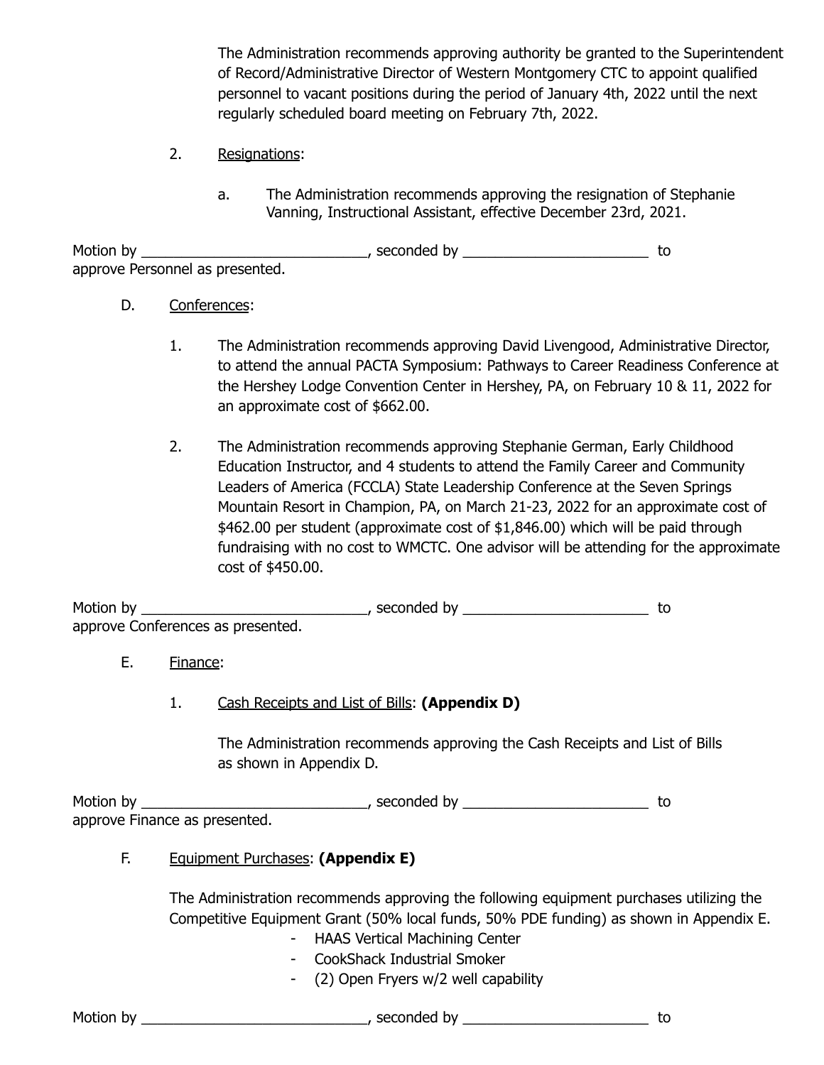The Administration recommends approving authority be granted to the Superintendent of Record/Administrative Director of Western Montgomery CTC to appoint qualified personnel to vacant positions during the period of January 4th, 2022 until the next regularly scheduled board meeting on February 7th, 2022.

2. Resignations:

   a. The Administration recommends approving the resignation of Stephanie Vanning, Instructional Assistant, effective December 23rd, 2021.

Motion by ____________________________, seconded by ________________________ to approve Personnel as presented.

D. Conferences:

1. The Administration recommends approving David Livengood, Administrative Director, to attend the annual PACTA Symposium: Pathways to Career Readiness Conference at the Hershey Lodge Convention Center in Hershey, PA, on February 10 & 11, 2022 for an approximate cost of $662.00.

2. The Administration recommends approving Stephanie German, Early Childhood Education Instructor, and 4 students to attend the Family Career and Community Leaders of America (FCCLA) State Leadership Conference at the Seven Springs Mountain Resort in Champion, PA, on March 21-23, 2022 for an approximate cost of $462.00 per student (approximate cost of $1,846.00) which will be paid through fundraising with no cost to WMCTC. One advisor will be attending for the approximate cost of $450.00.

Motion by ____________________________, seconded by ________________________ to approve Conferences as presented.

E. Finance:

1. Cash Receipts and List of Bills: **(Appendix D)**

   The Administration recommends approving the Cash Receipts and List of Bills as shown in Appendix D.

Motion by ____________________________, seconded by ________________________ to approve Finance as presented.

F. Equipment Purchases: **(Appendix E)**

The Administration recommends approving the following equipment purchases utilizing the Competitive Equipment Grant (50% local funds, 50% PDE funding) as shown in Appendix E.

- HAAS Vertical Machining Center
- CookShack Industrial Smoker
- (2) Open Fryers w/2 well capability

Motion by ____________________________, seconded by ________________________ to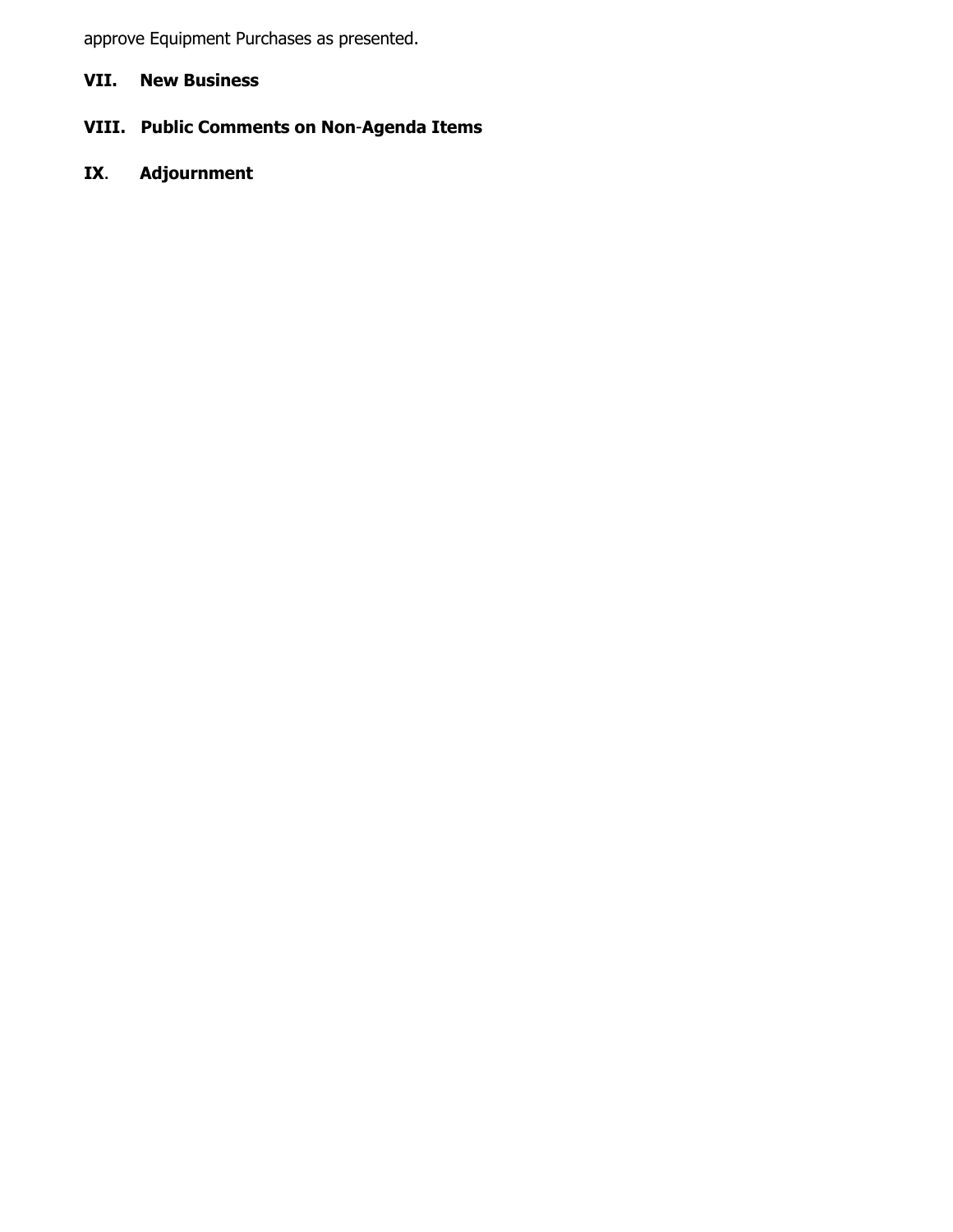approve Equipment Purchases as presented.

**VII. New Business**

**VIII. Public Comments on Non-Agenda Items**

**IX. Adjournment**